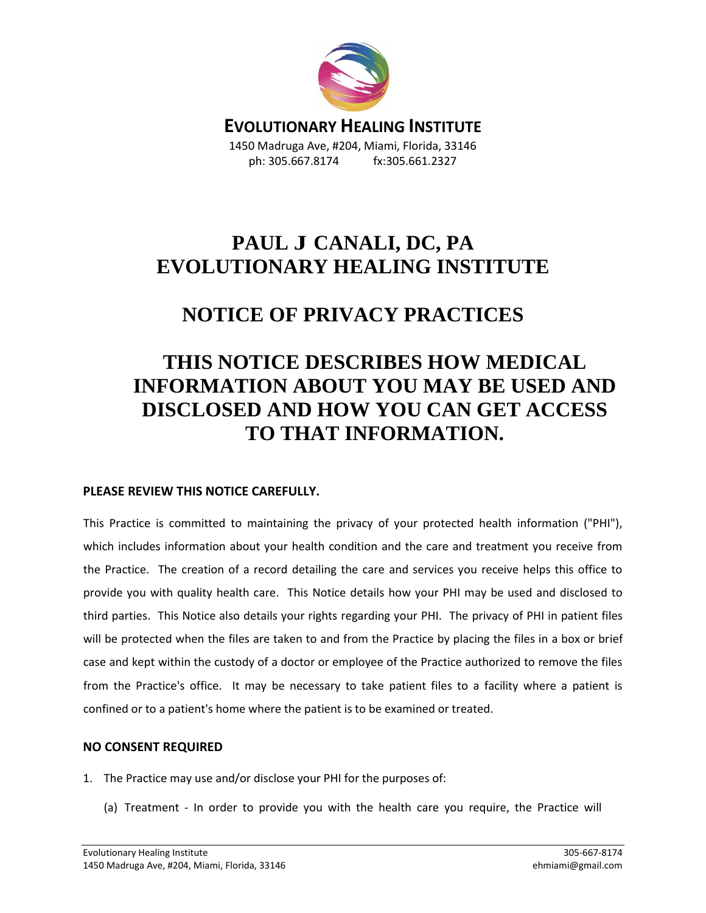**EVOLUTIONARY HEALING INSTITUTE**

1450 Madruga Ave, #204, Miami, Florida, 33146
ph: 305.667.8174 fx:305.661.2327

# PAUL J CANALI, DC, PA
# EVOLUTIONARY HEALING INSTITUTE

# NOTICE OF PRIVACY PRACTICES

# THIS NOTICE DESCRIBES HOW MEDICAL INFORMATION ABOUT YOU MAY BE USED AND DISCLOSED AND HOW YOU CAN GET ACCESS TO THAT INFORMATION.

**PLEASE REVIEW THIS NOTICE CAREFULLY.**

This Practice is committed to maintaining the privacy of your protected health information ("PHI"), which includes information about your health condition and the care and treatment you receive from the Practice. The creation of a record detailing the care and services you receive helps this office to provide you with quality health care. This Notice details how your PHI may be used and disclosed to third parties. This Notice also details your rights regarding your PHI. The privacy of PHI in patient files will be protected when the files are taken to and from the Practice by placing the files in a box or brief case and kept within the custody of a doctor or employee of the Practice authorized to remove the files from the Practice's office. It may be necessary to take patient files to a facility where a patient is confined or to a patient's home where the patient is to be examined or treated.

**NO CONSENT REQUIRED**

1. The Practice may use and/or disclose your PHI for the purposes of:

   (a) Treatment - In order to provide you with the health care you require, the Practice will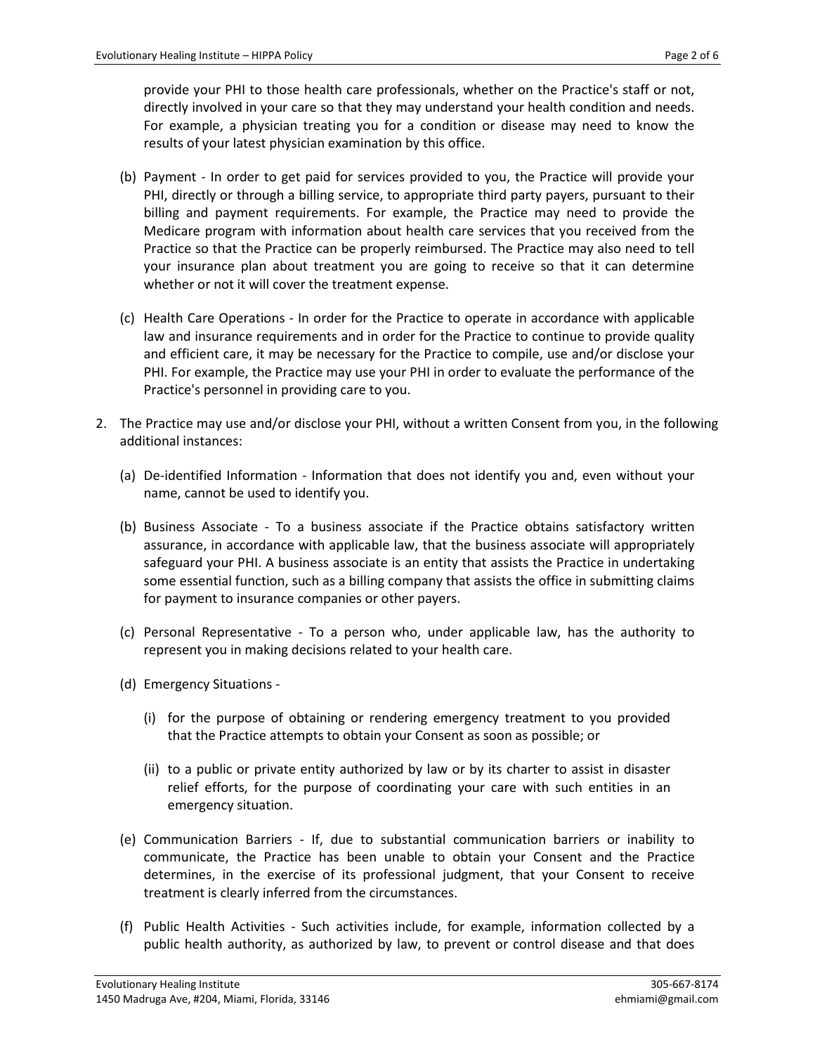provide your PHI to those health care professionals, whether on the Practice's staff or not, directly involved in your care so that they may understand your health condition and needs. For example, a physician treating you for a condition or disease may need to know the results of your latest physician examination by this office.

(b) Payment - In order to get paid for services provided to you, the Practice will provide your PHI, directly or through a billing service, to appropriate third party payers, pursuant to their billing and payment requirements. For example, the Practice may need to provide the Medicare program with information about health care services that you received from the Practice so that the Practice can be properly reimbursed. The Practice may also need to tell your insurance plan about treatment you are going to receive so that it can determine whether or not it will cover the treatment expense.

(c) Health Care Operations - In order for the Practice to operate in accordance with applicable law and insurance requirements and in order for the Practice to continue to provide quality and efficient care, it may be necessary for the Practice to compile, use and/or disclose your PHI. For example, the Practice may use your PHI in order to evaluate the performance of the Practice's personnel in providing care to you.

2. The Practice may use and/or disclose your PHI, without a written Consent from you, in the following additional instances:

   (a) De-identified Information - Information that does not identify you and, even without your name, cannot be used to identify you.

   (b) Business Associate - To a business associate if the Practice obtains satisfactory written assurance, in accordance with applicable law, that the business associate will appropriately safeguard your PHI. A business associate is an entity that assists the Practice in undertaking some essential function, such as a billing company that assists the office in submitting claims for payment to insurance companies or other payers.

   (c) Personal Representative - To a person who, under applicable law, has the authority to represent you in making decisions related to your health care.

   (d) Emergency Situations -

      (i) for the purpose of obtaining or rendering emergency treatment to you provided that the Practice attempts to obtain your Consent as soon as possible; or

      (ii) to a public or private entity authorized by law or by its charter to assist in disaster relief efforts, for the purpose of coordinating your care with such entities in an emergency situation.

   (e) Communication Barriers - If, due to substantial communication barriers or inability to communicate, the Practice has been unable to obtain your Consent and the Practice determines, in the exercise of its professional judgment, that your Consent to receive treatment is clearly inferred from the circumstances.

   (f) Public Health Activities - Such activities include, for example, information collected by a public health authority, as authorized by law, to prevent or control disease and that does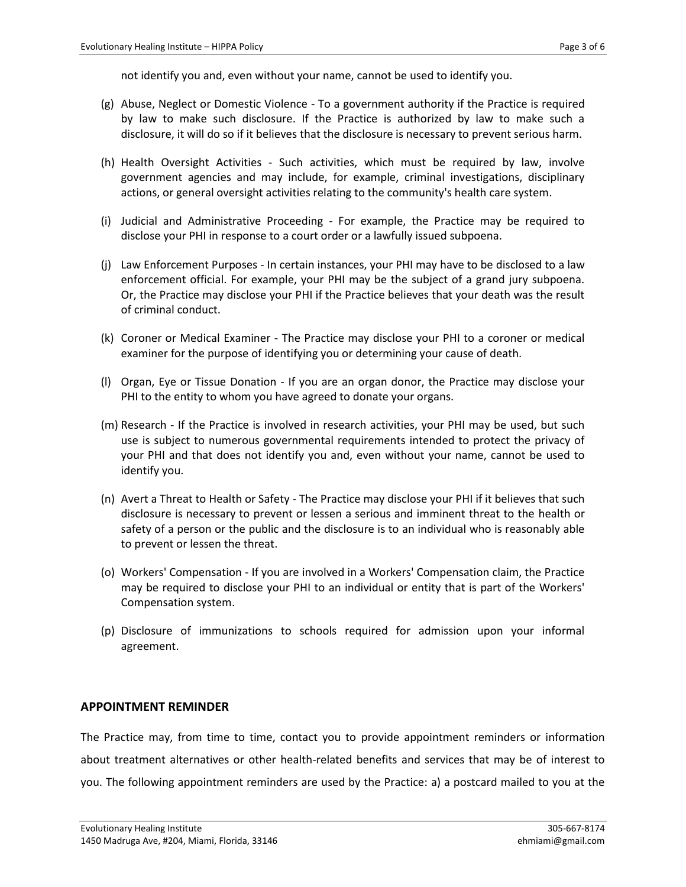not identify you and, even without your name, cannot be used to identify you.

(g) Abuse, Neglect or Domestic Violence - To a government authority if the Practice is required by law to make such disclosure. If the Practice is authorized by law to make such a disclosure, it will do so if it believes that the disclosure is necessary to prevent serious harm.

(h) Health Oversight Activities - Such activities, which must be required by law, involve government agencies and may include, for example, criminal investigations, disciplinary actions, or general oversight activities relating to the community's health care system.

(i) Judicial and Administrative Proceeding - For example, the Practice may be required to disclose your PHI in response to a court order or a lawfully issued subpoena.

(j) Law Enforcement Purposes - In certain instances, your PHI may have to be disclosed to a law enforcement official. For example, your PHI may be the subject of a grand jury subpoena. Or, the Practice may disclose your PHI if the Practice believes that your death was the result of criminal conduct.

(k) Coroner or Medical Examiner - The Practice may disclose your PHI to a coroner or medical examiner for the purpose of identifying you or determining your cause of death.

(l) Organ, Eye or Tissue Donation - If you are an organ donor, the Practice may disclose your PHI to the entity to whom you have agreed to donate your organs.

(m) Research - If the Practice is involved in research activities, your PHI may be used, but such use is subject to numerous governmental requirements intended to protect the privacy of your PHI and that does not identify you and, even without your name, cannot be used to identify you.

(n) Avert a Threat to Health or Safety - The Practice may disclose your PHI if it believes that such disclosure is necessary to prevent or lessen a serious and imminent threat to the health or safety of a person or the public and the disclosure is to an individual who is reasonably able to prevent or lessen the threat.

(o) Workers' Compensation - If you are involved in a Workers' Compensation claim, the Practice may be required to disclose your PHI to an individual or entity that is part of the Workers' Compensation system.

(p) Disclosure of immunizations to schools required for admission upon your informal agreement.

## APPOINTMENT REMINDER

The Practice may, from time to time, contact you to provide appointment reminders or information about treatment alternatives or other health-related benefits and services that may be of interest to you. The following appointment reminders are used by the Practice: a) a postcard mailed to you at the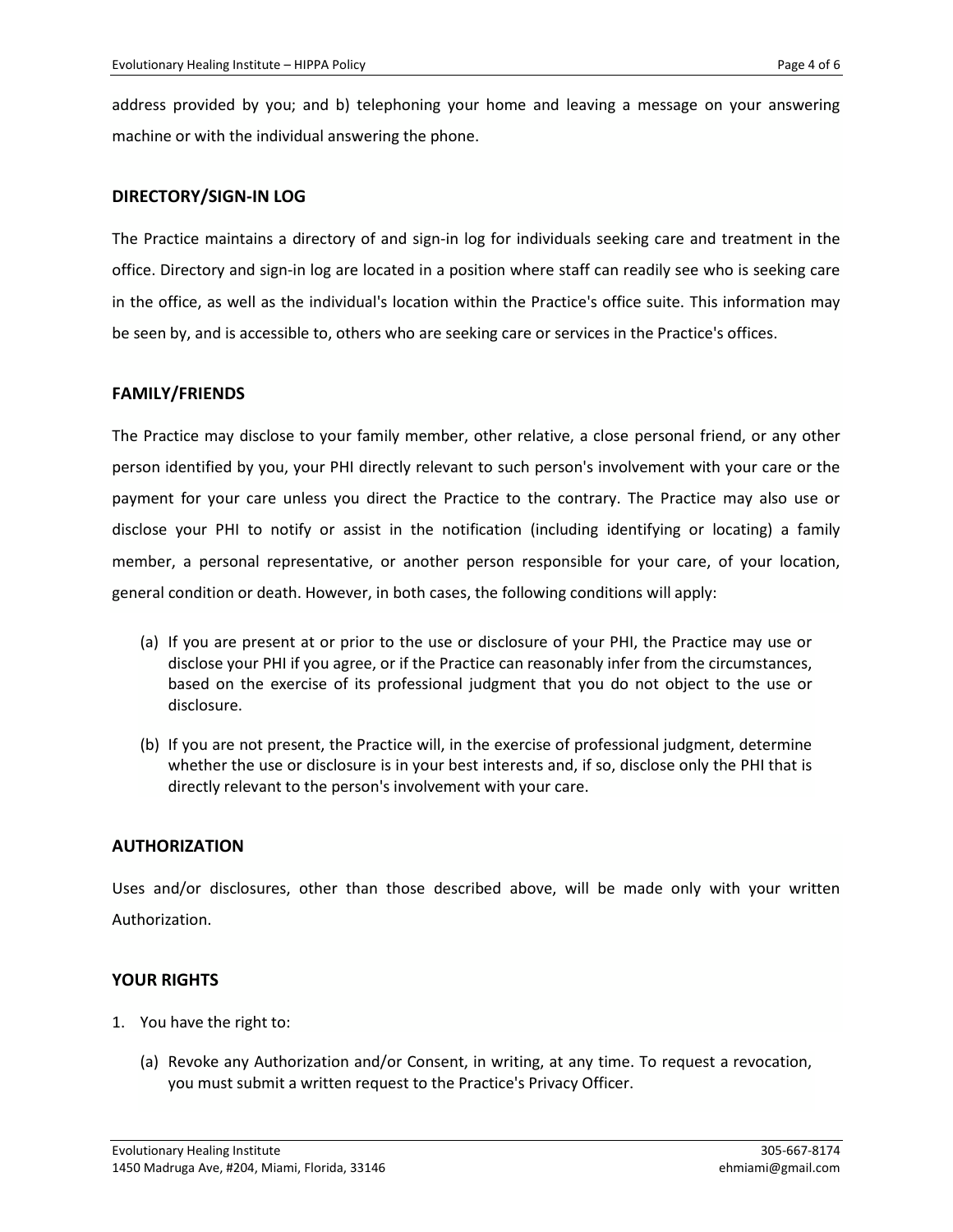address provided by you; and b) telephoning your home and leaving a message on your answering machine or with the individual answering the phone.

## DIRECTORY/SIGN-IN LOG

The Practice maintains a directory of and sign-in log for individuals seeking care and treatment in the office. Directory and sign-in log are located in a position where staff can readily see who is seeking care in the office, as well as the individual's location within the Practice's office suite. This information may be seen by, and is accessible to, others who are seeking care or services in the Practice's offices.

## FAMILY/FRIENDS

The Practice may disclose to your family member, other relative, a close personal friend, or any other person identified by you, your PHI directly relevant to such person's involvement with your care or the payment for your care unless you direct the Practice to the contrary. The Practice may also use or disclose your PHI to notify or assist in the notification (including identifying or locating) a family member, a personal representative, or another person responsible for your care, of your location, general condition or death. However, in both cases, the following conditions will apply:

(a) If you are present at or prior to the use or disclosure of your PHI, the Practice may use or disclose your PHI if you agree, or if the Practice can reasonably infer from the circumstances, based on the exercise of its professional judgment that you do not object to the use or disclosure.

(b) If you are not present, the Practice will, in the exercise of professional judgment, determine whether the use or disclosure is in your best interests and, if so, disclose only the PHI that is directly relevant to the person's involvement with your care.

## AUTHORIZATION

Uses and/or disclosures, other than those described above, will be made only with your written Authorization.

## YOUR RIGHTS

1. You have the right to:

   (a) Revoke any Authorization and/or Consent, in writing, at any time. To request a revocation, you must submit a written request to the Practice's Privacy Officer.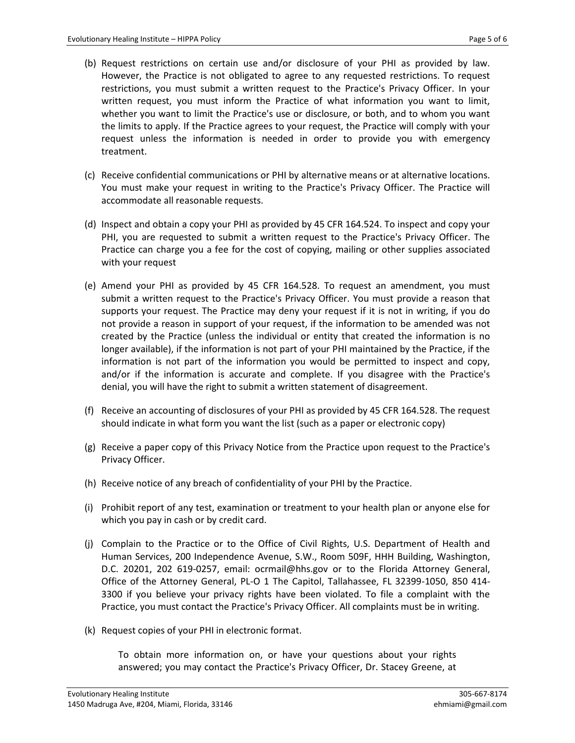(b) Request restrictions on certain use and/or disclosure of your PHI as provided by law. However, the Practice is not obligated to agree to any requested restrictions. To request restrictions, you must submit a written request to the Practice's Privacy Officer. In your written request, you must inform the Practice of what information you want to limit, whether you want to limit the Practice's use or disclosure, or both, and to whom you want the limits to apply. If the Practice agrees to your request, the Practice will comply with your request unless the information is needed in order to provide you with emergency treatment.

(c) Receive confidential communications or PHI by alternative means or at alternative locations. You must make your request in writing to the Practice's Privacy Officer. The Practice will accommodate all reasonable requests.

(d) Inspect and obtain a copy your PHI as provided by 45 CFR 164.524. To inspect and copy your PHI, you are requested to submit a written request to the Practice's Privacy Officer. The Practice can charge you a fee for the cost of copying, mailing or other supplies associated with your request

(e) Amend your PHI as provided by 45 CFR 164.528. To request an amendment, you must submit a written request to the Practice's Privacy Officer. You must provide a reason that supports your request. The Practice may deny your request if it is not in writing, if you do not provide a reason in support of your request, if the information to be amended was not created by the Practice (unless the individual or entity that created the information is no longer available), if the information is not part of your PHI maintained by the Practice, if the information is not part of the information you would be permitted to inspect and copy, and/or if the information is accurate and complete. If you disagree with the Practice's denial, you will have the right to submit a written statement of disagreement.

(f) Receive an accounting of disclosures of your PHI as provided by 45 CFR 164.528. The request should indicate in what form you want the list (such as a paper or electronic copy)

(g) Receive a paper copy of this Privacy Notice from the Practice upon request to the Practice's Privacy Officer.

(h) Receive notice of any breach of confidentiality of your PHI by the Practice.

(i) Prohibit report of any test, examination or treatment to your health plan or anyone else for which you pay in cash or by credit card.

(j) Complain to the Practice or to the Office of Civil Rights, U.S. Department of Health and Human Services, 200 Independence Avenue, S.W., Room 509F, HHH Building, Washington, D.C. 20201, 202 619-0257, email: ocrmail@hhs.gov or to the Florida Attorney General, Office of the Attorney General, PL-O 1 The Capitol, Tallahassee, FL 32399-1050, 850 414-3300 if you believe your privacy rights have been violated. To file a complaint with the Practice, you must contact the Practice's Privacy Officer. All complaints must be in writing.

(k) Request copies of your PHI in electronic format.

To obtain more information on, or have your questions about your rights answered; you may contact the Practice's Privacy Officer, Dr. Stacey Greene, at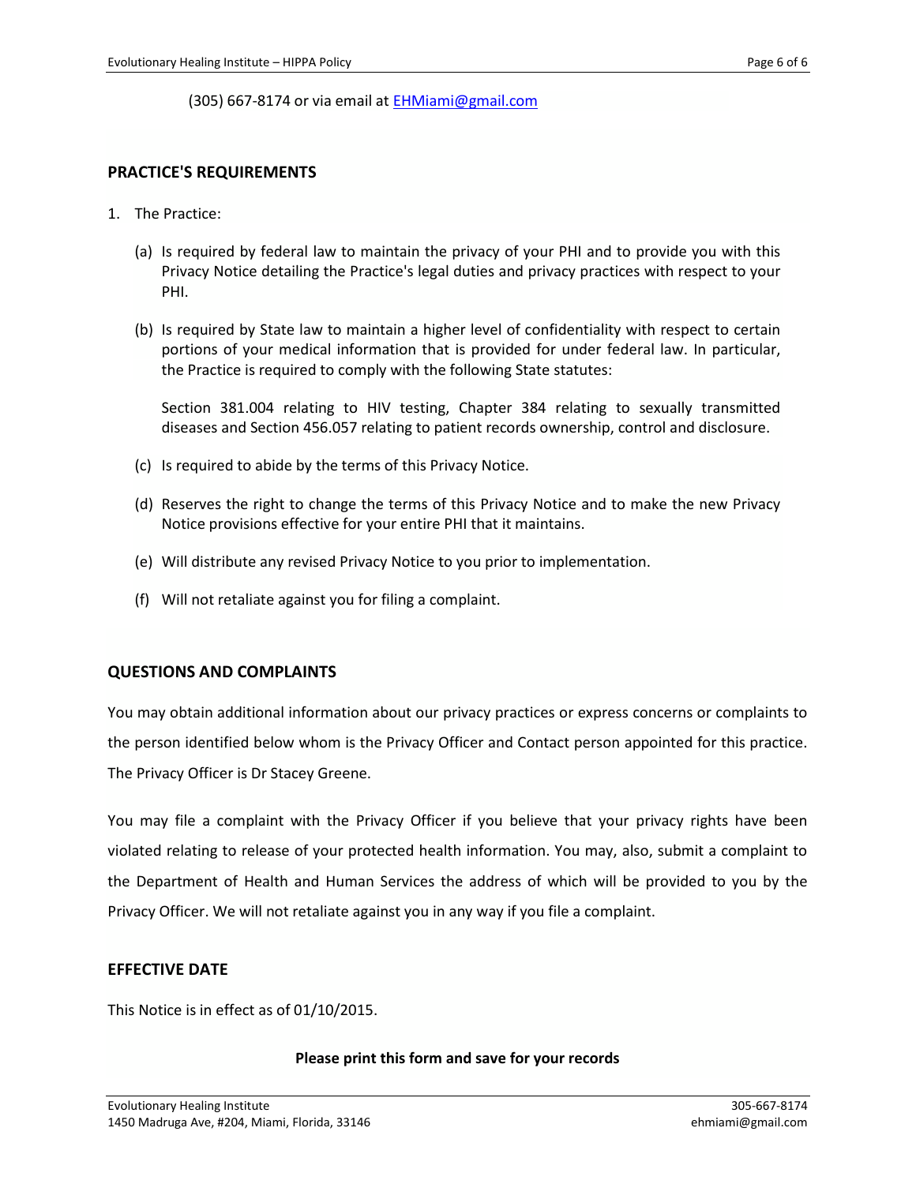(305) 667-8174 or via email at EHMiami@gmail.com

## PRACTICE'S REQUIREMENTS

1. The Practice:

   (a) Is required by federal law to maintain the privacy of your PHI and to provide you with this Privacy Notice detailing the Practice's legal duties and privacy practices with respect to your PHI.

   (b) Is required by State law to maintain a higher level of confidentiality with respect to certain portions of your medical information that is provided for under federal law. In particular, the Practice is required to comply with the following State statutes:

   Section 381.004 relating to HIV testing, Chapter 384 relating to sexually transmitted diseases and Section 456.057 relating to patient records ownership, control and disclosure.

   (c) Is required to abide by the terms of this Privacy Notice.

   (d) Reserves the right to change the terms of this Privacy Notice and to make the new Privacy Notice provisions effective for your entire PHI that it maintains.

   (e) Will distribute any revised Privacy Notice to you prior to implementation.

   (f) Will not retaliate against you for filing a complaint.

## QUESTIONS AND COMPLAINTS

You may obtain additional information about our privacy practices or express concerns or complaints to the person identified below whom is the Privacy Officer and Contact person appointed for this practice. The Privacy Officer is Dr Stacey Greene.

You may file a complaint with the Privacy Officer if you believe that your privacy rights have been violated relating to release of your protected health information. You may, also, submit a complaint to the Department of Health and Human Services the address of which will be provided to you by the Privacy Officer. We will not retaliate against you in any way if you file a complaint.

## EFFECTIVE DATE

This Notice is in effect as of 01/10/2015.

**Please print this form and save for your records**